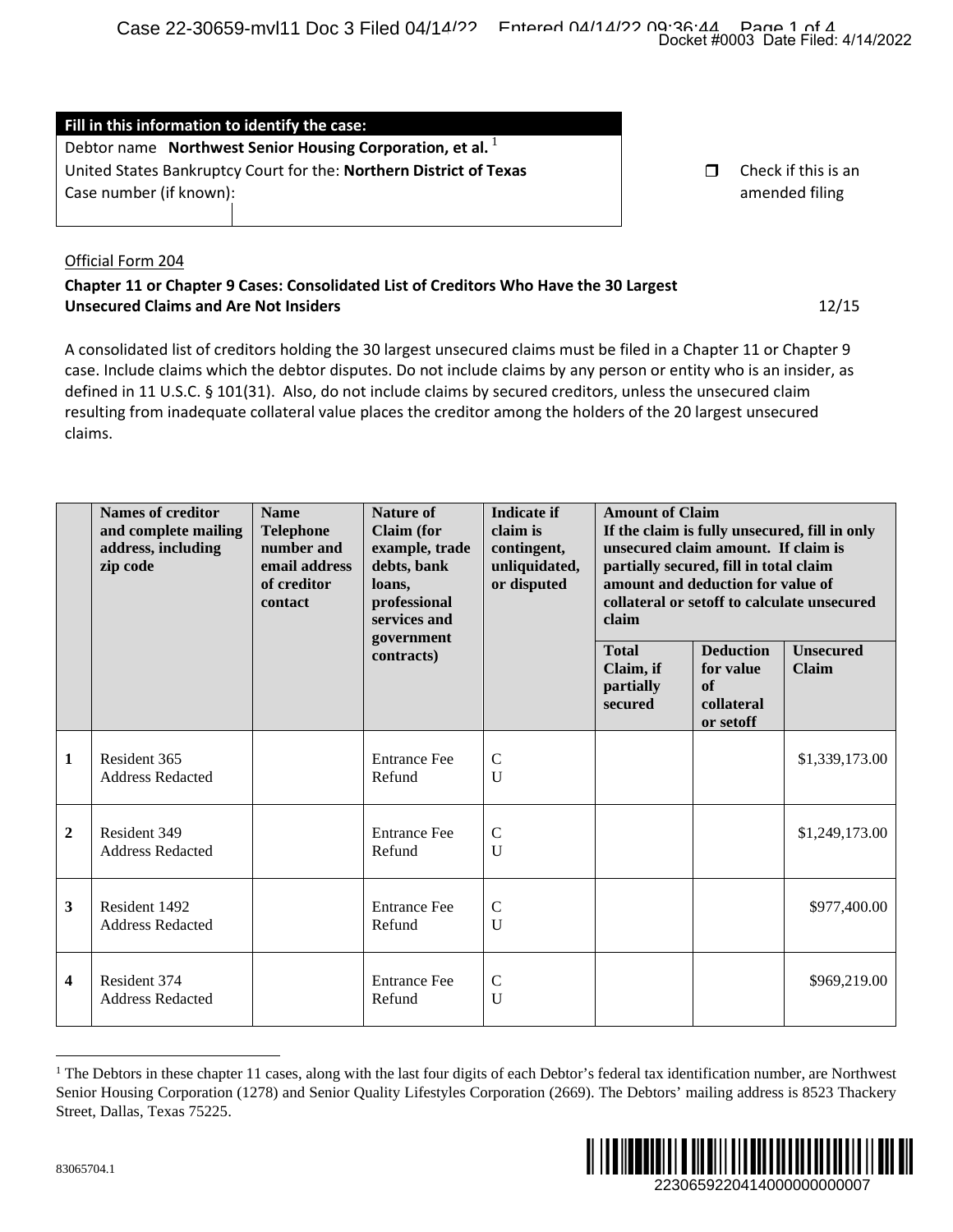| Fill in this information to identify the case: |
|---|
| Debtor name **Northwest Senior Housing Corporation, et al.** [1] |
| United States Bankruptcy Court for the: **Northern District of Texas** |
| Case number (if known): |

☐ Check if this is an amended filing

Official Form 204

**Chapter 11 or Chapter 9 Cases: Consolidated List of Creditors Who Have the 30 Largest Unsecured Claims and Are Not Insiders**

12/15

A consolidated list of creditors holding the 30 largest unsecured claims must be filed in a Chapter 11 or Chapter 9 case. Include claims which the debtor disputes. Do not include claims by any person or entity who is an insider, as defined in 11 U.S.C. § 101(31). Also, do not include claims by secured creditors, unless the unsecured claim resulting from inadequate collateral value places the creditor among the holders of the 20 largest unsecured claims.

| | Names of creditor and complete mailing address, including zip code | Name Telephone number and email address of creditor contact | Nature of Claim (for example, trade debts, bank loans, professional services and government contracts) | Indicate if claim is contingent, unliquidated, or disputed | Amount of Claim If the claim is fully unsecured, fill in only unsecured claim amount. If claim is partially secured, fill in total claim amount and deduction for value of collateral or setoff to calculate unsecured claim | | |
|---|---|---|---|---|---|---|---|
| | | | | | Total Claim, if partially secured | Deduction for value of collateral or setoff | Unsecured Claim |
| **1** | Resident 365<br>Address Redacted | | Entrance Fee Refund | C<br>U | | | $1,339,173.00 |
| **2** | Resident 349<br>Address Redacted | | Entrance Fee Refund | C<br>U | | | $1,249,173.00 |
| **3** | Resident 1492<br>Address Redacted | | Entrance Fee Refund | C<br>U | | | $977,400.00 |
| **4** | Resident 374<br>Address Redacted | | Entrance Fee Refund | C<br>U | | | $969,219.00 |

[1] The Debtors in these chapter 11 cases, along with the last four digits of each Debtor's federal tax identification number, are Northwest Senior Housing Corporation (1278) and Senior Quality Lifestyles Corporation (2669). The Debtors' mailing address is 8523 Thackery Street, Dallas, Texas 75225.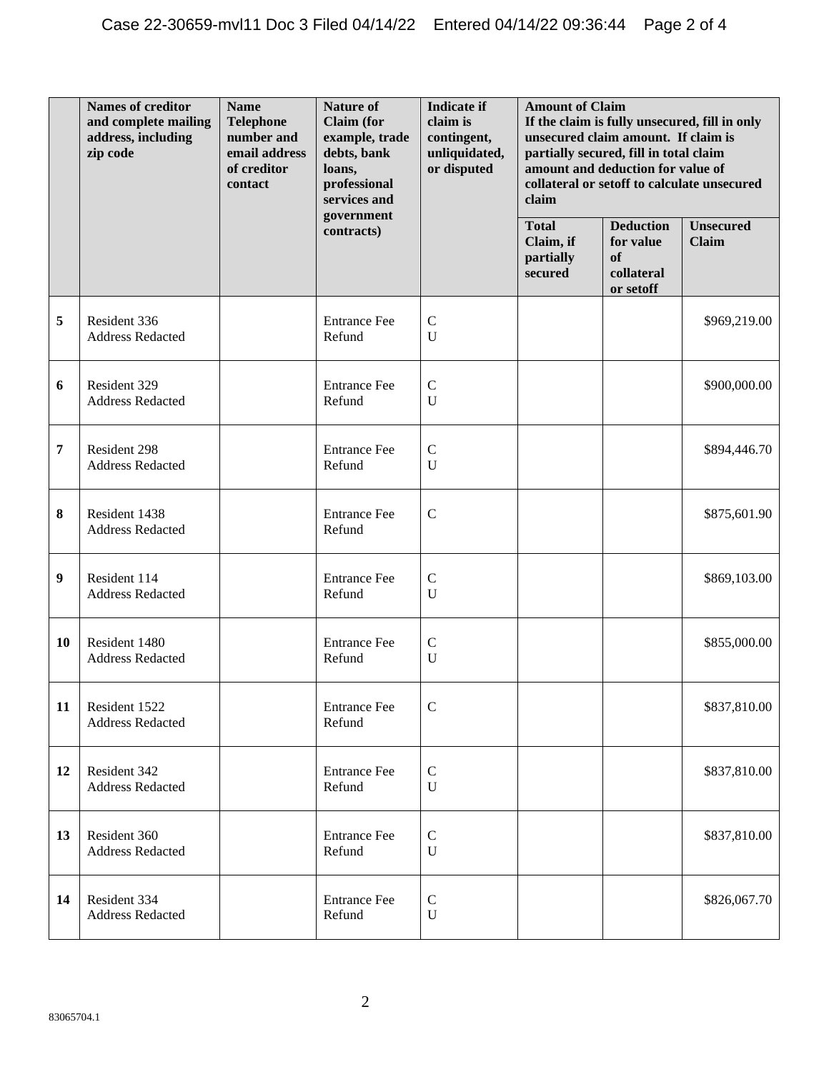| | Names of creditor and complete mailing address, including zip code | Name Telephone number and email address of creditor contact | Nature of Claim (for example, trade debts, bank loans, professional services and government contracts) | Indicate if claim is contingent, unliquidated, or disputed | Amount of Claim If the claim is fully unsecured, fill in only unsecured claim amount. If claim is partially secured, fill in total claim amount and deduction for value of collateral or setoff to calculate unsecured claim | | |
|---|---|---|---|---|---|---|---|
| | | | | | Total Claim, if partially secured | Deduction for value of collateral or setoff | Unsecured Claim |
| 5 | Resident 336 Address Redacted | | Entrance Fee Refund | C U | | | $969,219.00 |
| 6 | Resident 329 Address Redacted | | Entrance Fee Refund | C U | | | $900,000.00 |
| 7 | Resident 298 Address Redacted | | Entrance Fee Refund | C U | | | $894,446.70 |
| 8 | Resident 1438 Address Redacted | | Entrance Fee Refund | C | | | $875,601.90 |
| 9 | Resident 114 Address Redacted | | Entrance Fee Refund | C U | | | $869,103.00 |
| 10 | Resident 1480 Address Redacted | | Entrance Fee Refund | C U | | | $855,000.00 |
| 11 | Resident 1522 Address Redacted | | Entrance Fee Refund | C | | | $837,810.00 |
| 12 | Resident 342 Address Redacted | | Entrance Fee Refund | C U | | | $837,810.00 |
| 13 | Resident 360 Address Redacted | | Entrance Fee Refund | C U | | | $837,810.00 |
| 14 | Resident 334 Address Redacted | | Entrance Fee Refund | C U | | | $826,067.70 |

83065704.1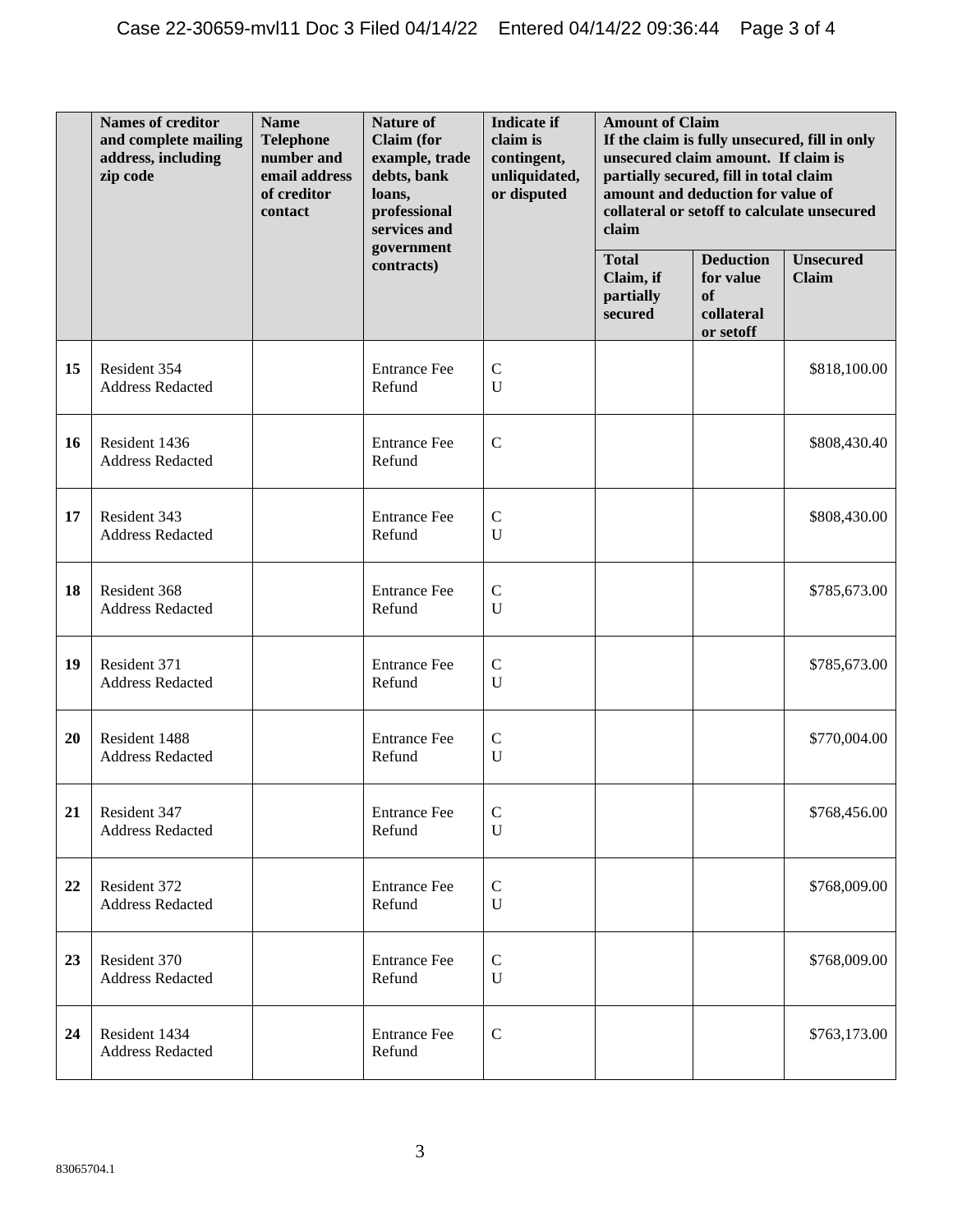| | Names of creditor and complete mailing address, including zip code | Name Telephone number and email address of creditor contact | Nature of Claim (for example, trade debts, bank loans, professional services and government contracts) | Indicate if claim is contingent, unliquidated, or disputed | Amount of Claim If the claim is fully unsecured, fill in only unsecured claim amount. If claim is partially secured, fill in total claim amount and deduction for value of collateral or setoff to calculate unsecured claim | | |
|---|---|---|---|---|---|---|---|
| | | | | | Total Claim, if partially secured | Deduction for value of collateral or setoff | Unsecured Claim |
| 15 | Resident 354<br>Address Redacted | | Entrance Fee Refund | C<br>U | | | $818,100.00 |
| 16 | Resident 1436<br>Address Redacted | | Entrance Fee Refund | C | | | $808,430.40 |
| 17 | Resident 343<br>Address Redacted | | Entrance Fee Refund | C<br>U | | | $808,430.00 |
| 18 | Resident 368<br>Address Redacted | | Entrance Fee Refund | C<br>U | | | $785,673.00 |
| 19 | Resident 371<br>Address Redacted | | Entrance Fee Refund | C<br>U | | | $785,673.00 |
| 20 | Resident 1488<br>Address Redacted | | Entrance Fee Refund | C<br>U | | | $770,004.00 |
| 21 | Resident 347<br>Address Redacted | | Entrance Fee Refund | C<br>U | | | $768,456.00 |
| 22 | Resident 372<br>Address Redacted | | Entrance Fee Refund | C<br>U | | | $768,009.00 |
| 23 | Resident 370<br>Address Redacted | | Entrance Fee Refund | C<br>U | | | $768,009.00 |
| 24 | Resident 1434<br>Address Redacted | | Entrance Fee Refund | C | | | $763,173.00 |

83065704.1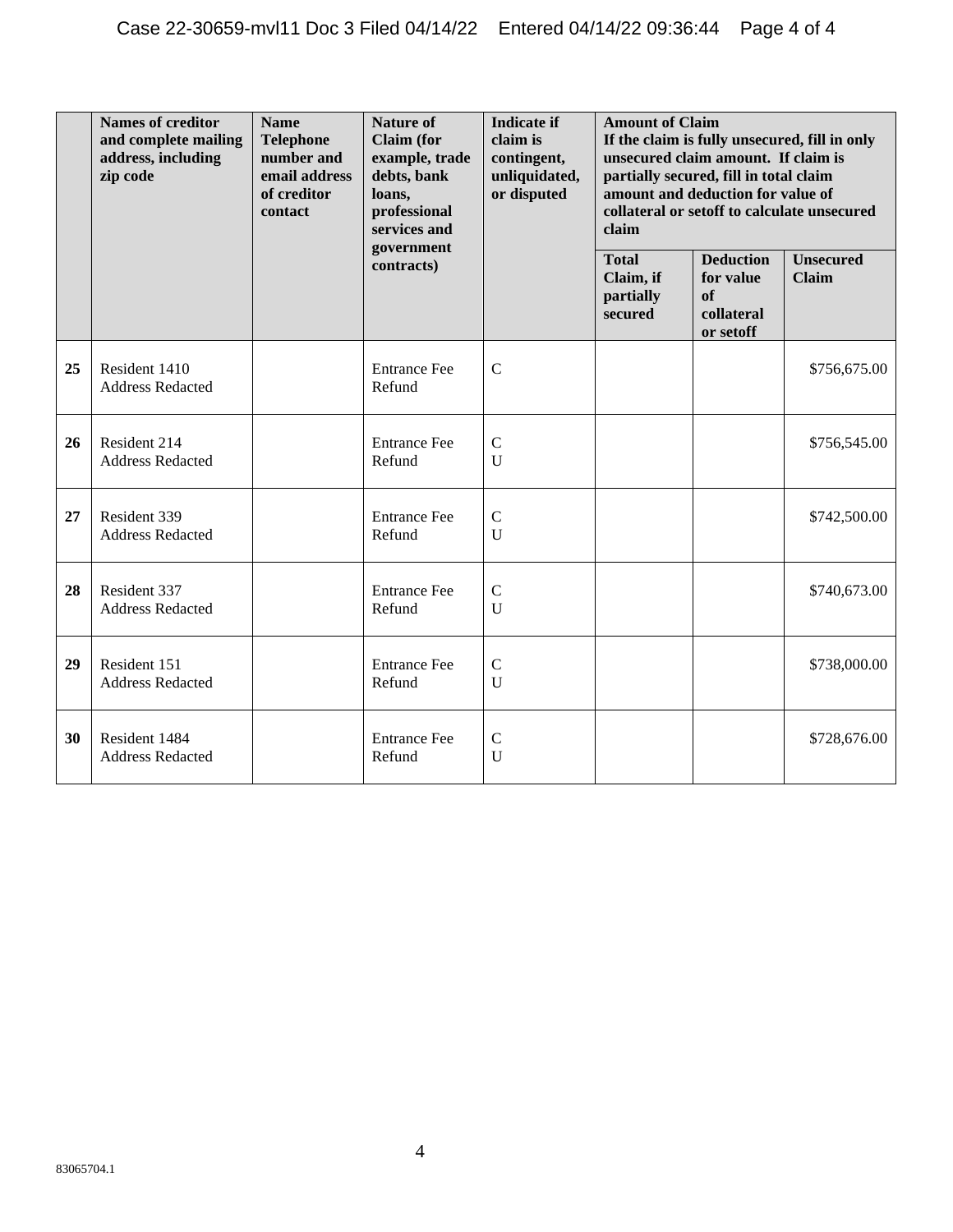| | Names of creditor and complete mailing address, including zip code | Name Telephone number and email address of creditor contact | Nature of Claim (for example, trade debts, bank loans, professional services and government contracts) | Indicate if claim is contingent, unliquidated, or disputed | Amount of Claim If the claim is fully unsecured, fill in only unsecured claim amount. If claim is partially secured, fill in total claim amount and deduction for value of collateral or setoff to calculate unsecured claim | | |
|---|---|---|---|---|---|---|---|
| | | | | | Total Claim, if partially secured | Deduction for value of collateral or setoff | Unsecured Claim |
| 25 | Resident 1410 Address Redacted | | Entrance Fee Refund | C | | | $756,675.00 |
| 26 | Resident 214 Address Redacted | | Entrance Fee Refund | C U | | | $756,545.00 |
| 27 | Resident 339 Address Redacted | | Entrance Fee Refund | C U | | | $742,500.00 |
| 28 | Resident 337 Address Redacted | | Entrance Fee Refund | C U | | | $740,673.00 |
| 29 | Resident 151 Address Redacted | | Entrance Fee Refund | C U | | | $738,000.00 |
| 30 | Resident 1484 Address Redacted | | Entrance Fee Refund | C U | | | $728,676.00 |

83065704.1